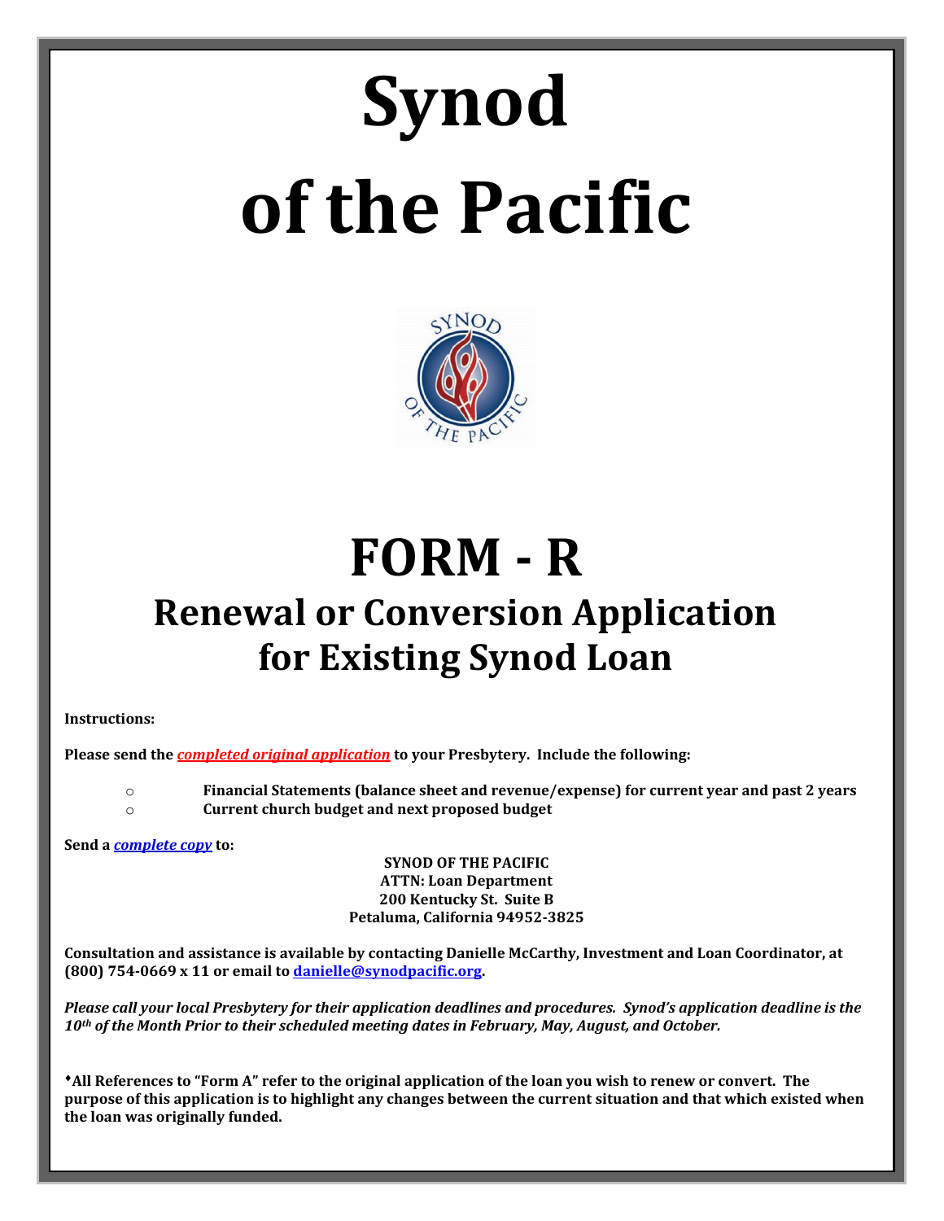# Synod of the Pacific

# FORM - R

## Renewal or Conversion Application for Existing Synod Loan

**Instructions:**

**Please send the *completed original application* to your Presbytery. Include the following:**

- **Financial Statements (balance sheet and revenue/expense) for current year and past 2 years**
- **Current church budget and next proposed budget**

**Send a *complete copy* to:**

**SYNOD OF THE PACIFIC**
**ATTN: Loan Department**
**200 Kentucky St. Suite B**
**Petaluma, California 94952-3825**

**Consultation and assistance is available by contacting Danielle McCarthy, Investment and Loan Coordinator, at (800) 754-0669 x 11 or email to danielle@synodpacific.org.**

***Please call your local Presbytery for their application deadlines and procedures. Synod's application deadline is the 10th of the Month Prior to their scheduled meeting dates in February, May, August, and October.***

**♦All References to "Form A" refer to the original application of the loan you wish to renew or convert. The purpose of this application is to highlight any changes between the current situation and that which existed when the loan was originally funded.**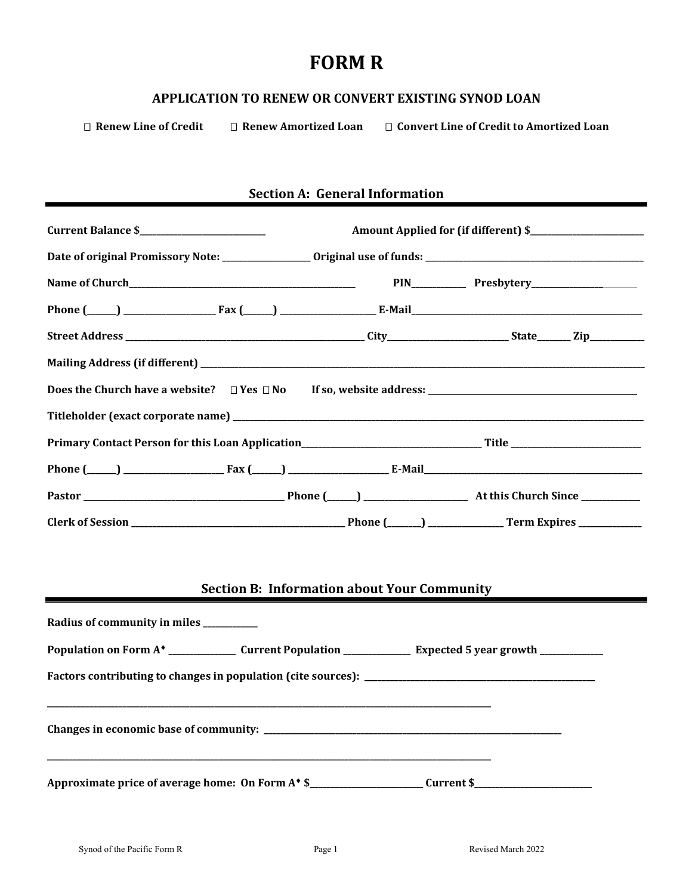# FORM R

## APPLICATION TO RENEW OR CONVERT EXISTING SYNOD LOAN

☐ **Renew Line of Credit** ☐ **Renew Amortized Loan** ☐ **Convert Line of Credit to Amortized Loan**

### Section A: General Information

**Current Balance $**_____________________________ **Amount Applied for (if different) $**___________________________

**Date of original Promissory Note:** ____________________ **Original use of funds:** ___________________________________________________

**Name of Church**_____________________________________________________ **PIN**____________ **Presbytery**_________________________

**Phone (**______**)** _____________________ **Fax (**______**)** _____________________ **E-Mail**_____________________________________________________

**Street Address** __________________________________________________________ **City**____________________________ **State**_______ **Zip**____________

**Mailing Address (if different)** ___________________________________________________________________________________________________________

**Does the Church have a website?** ☐ **Yes** ☐ **No** **If so, website address:** _______________________________________________

**Titleholder (exact corporate name)** ______________________________________________________________________________________________

**Primary Contact Person for this Loan Application**___________________________________________ **Title** ______________________________

**Phone (**______**)** _______________________ **Fax (**______**)** _______________________ **E-Mail**____________________________________________________

**Pastor** _______________________________________________ **Phone (**______**)** ________________________ **At this Church Since** _____________

**Clerk of Session** ____________________________________________________ **Phone (**_______**)** _________________ **Term Expires** ______________

### Section B: Information about Your Community

**Radius of community in miles** ____________

**Population on Form A**♦ _______________ **Current Population** _______________ **Expected 5 year growth** ______________

**Factors contributing to changes in population (cite sources):** ________________________________________________________

_________________________________________________________________________________________________________

**Changes in economic base of community:** _________________________________________________________________________

_________________________________________________________________________________________________________

**Approximate price of average home: On Form A**♦ **$**__________________________ **Current $**___________________________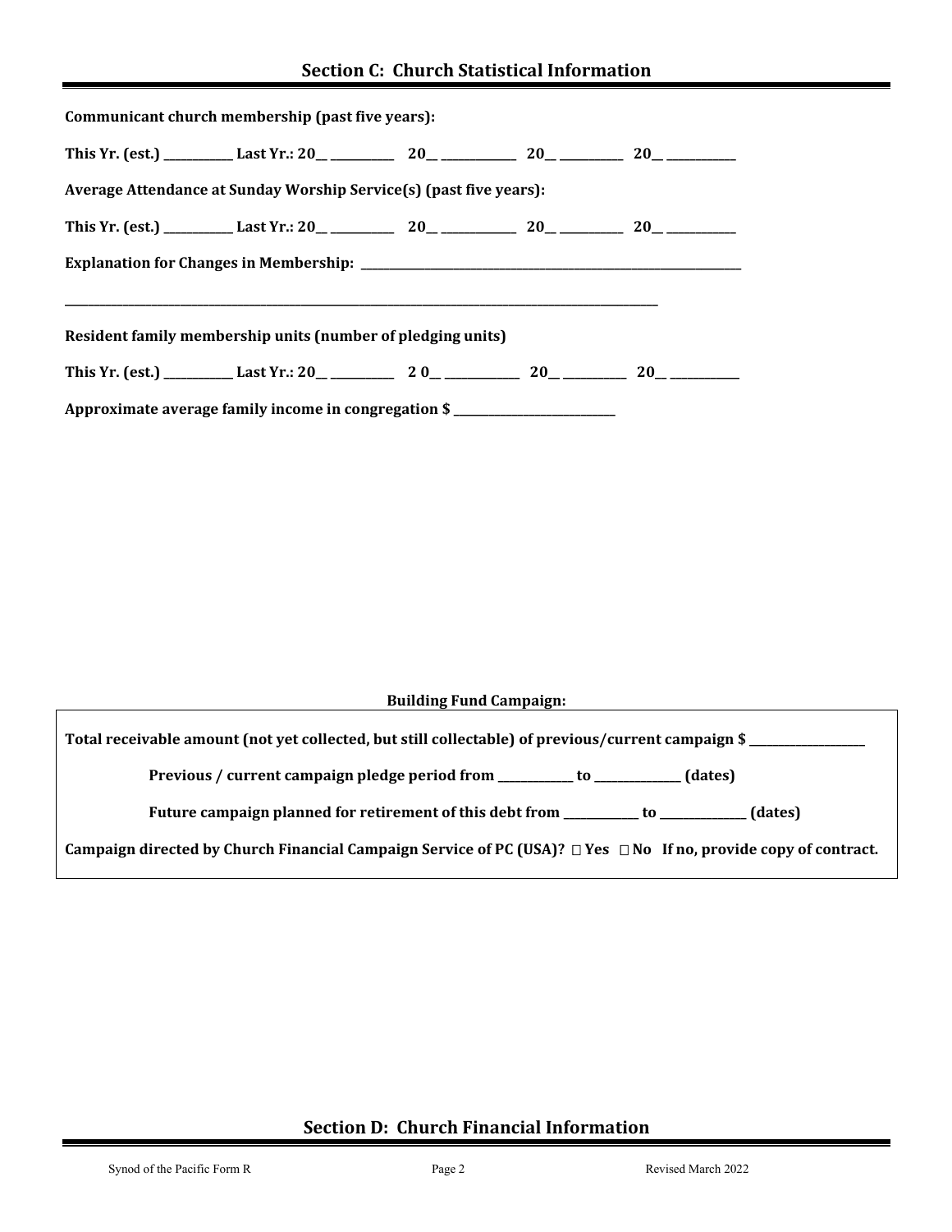## Section C: Church Statistical Information

**Communicant church membership (past five years):**

**This Yr. (est.) \_\_\_\_\_\_\_\_\_\_\_ Last Yr.: 20\_\_ \_\_\_\_\_\_\_\_\_\_ 20\_\_ \_\_\_\_\_\_\_\_\_\_\_\_ 20\_\_ \_\_\_\_\_\_\_\_\_\_ 20\_\_ \_\_\_\_\_\_\_\_\_\_\_**

**Average Attendance at Sunday Worship Service(s) (past five years):**

**This Yr. (est.) \_\_\_\_\_\_\_\_\_\_\_ Last Yr.: 20\_\_ \_\_\_\_\_\_\_\_\_\_ 20\_\_ \_\_\_\_\_\_\_\_\_\_\_\_ 20\_\_ \_\_\_\_\_\_\_\_\_\_ 20\_\_ \_\_\_\_\_\_\_\_\_\_\_**

**Explanation for Changes in Membership: \_\_\_\_\_\_\_\_\_\_\_\_\_\_\_\_\_\_\_\_\_\_\_\_\_\_\_\_\_\_\_\_\_\_\_\_\_\_\_\_\_\_\_\_\_\_\_\_\_\_\_\_\_\_\_\_\_\_\_\_\_\_**

\_\_\_\_\_\_\_\_\_\_\_\_\_\_\_\_\_\_\_\_\_\_\_\_\_\_\_\_\_\_\_\_\_\_\_\_\_\_\_\_\_\_\_\_\_\_\_\_\_\_\_\_\_\_\_\_\_\_\_\_\_\_\_\_\_\_\_\_\_\_\_\_\_\_\_\_\_\_\_\_\_\_\_\_\_\_\_\_\_\_\_\_\_\_

**Resident family membership units (number of pledging units)**

**This Yr. (est.) \_\_\_\_\_\_\_\_\_\_\_ Last Yr.: 20\_\_ \_\_\_\_\_\_\_\_\_\_ 2 0\_\_ \_\_\_\_\_\_\_\_\_\_\_\_ 20\_\_ \_\_\_\_\_\_\_\_\_\_ 20\_\_ \_\_\_\_\_\_\_\_\_\_\_**

**Approximate average family income in congregation $ \_\_\_\_\_\_\_\_\_\_\_\_\_\_\_\_\_\_\_\_\_\_\_\_\_\_**

**Building Fund Campaign:**

**Total receivable amount (not yet collected, but still collectable) of previous/current campaign $ \_\_\_\_\_\_\_\_\_\_\_\_\_\_\_\_\_\_\_**

**Previous / current campaign pledge period from \_\_\_\_\_\_\_\_\_\_\_\_ to \_\_\_\_\_\_\_\_\_\_\_\_\_\_ (dates)**

**Future campaign planned for retirement of this debt from \_\_\_\_\_\_\_\_\_\_\_\_ to \_\_\_\_\_\_\_\_\_\_\_\_\_\_ (dates)**

**Campaign directed by Church Financial Campaign Service of PC (USA)? □ Yes □ No If no, provide copy of contract.**

## Section D: Church Financial Information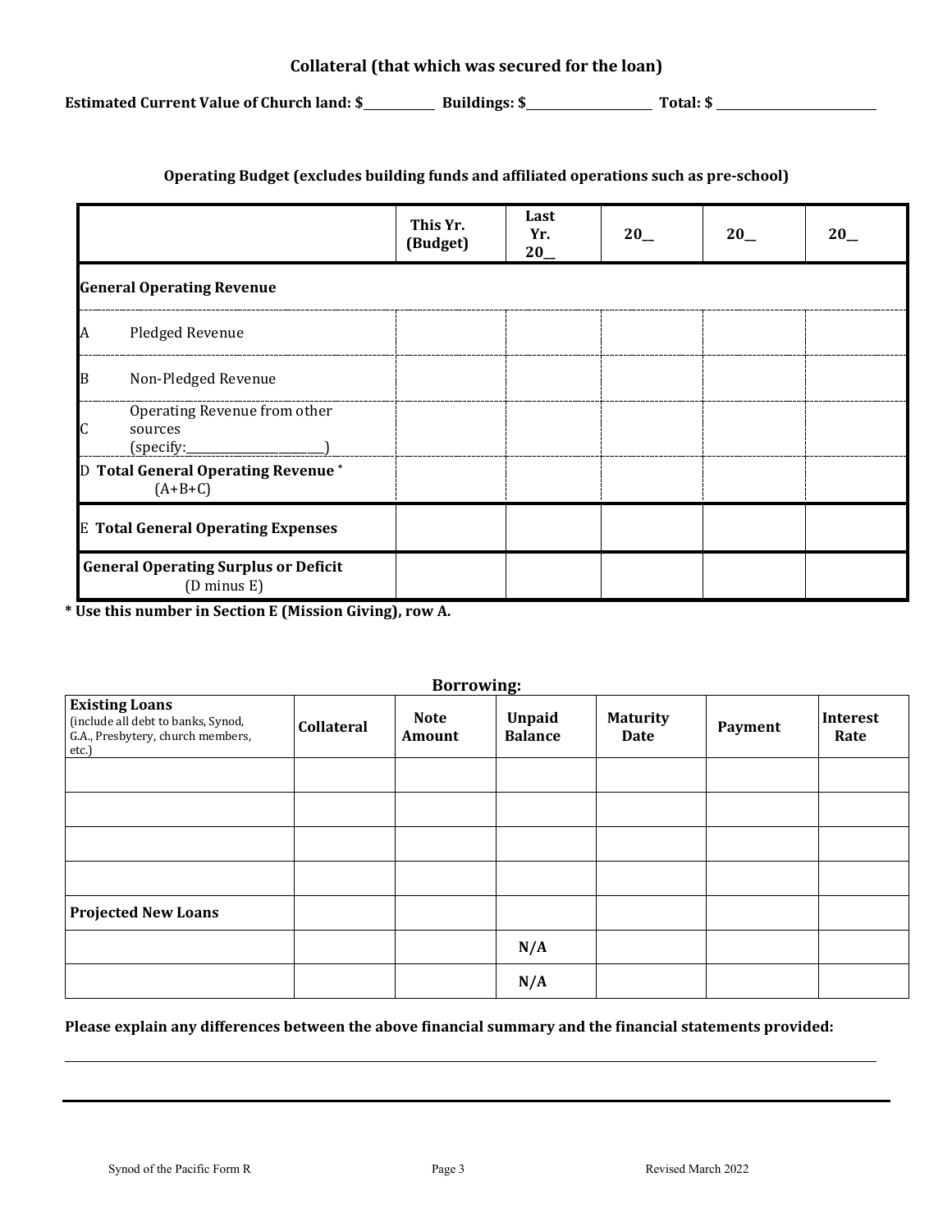### Collateral (that which was secured for the loan)

**Estimated Current Value of Church land: $\_\_\_\_\_\_\_\_\_\_ Buildings: $\_\_\_\_\_\_\_\_\_\_\_\_\_\_\_\_ Total: $ \_\_\_\_\_\_\_\_\_\_\_\_\_\_\_\_\_\_\_\_**

### Operating Budget (excludes building funds and affiliated operations such as pre-school)

| | This Yr. (Budget) | Last Yr. 20__ | 20__ | 20__ | 20__ |
|---|---|---|---|---|---|
| **General Operating Revenue** | | | | | |
| A Pledged Revenue | | | | | |
| B Non-Pledged Revenue | | | | | |
| C Operating Revenue from other sources (specify:\_\_\_\_\_\_\_\_\_\_\_\_\_\_\_\_\_\_\_\_) | | | | | |
| D **Total General Operating Revenue** * (A+B+C) | | | | | |
| E **Total General Operating Expenses** | | | | | |
| **General Operating Surplus or Deficit** (D minus E) | | | | | |

**\* Use this number in Section E (Mission Giving), row A.**

### Borrowing:

| **Existing Loans** (include all debt to banks, Synod, G.A., Presbytery, church members, etc.) | Collateral | Note Amount | Unpaid Balance | Maturity Date | Payment | Interest Rate |
|---|---|---|---|---|---|---|
| | | | | | | |
| | | | | | | |
| | | | | | | |
| | | | | | | |
| **Projected New Loans** | | | | | | |
| | | | N/A | | | |
| | | | N/A | | | |

**Please explain any differences between the above financial summary and the financial statements provided:**

\_\_\_\_\_\_\_\_\_\_\_\_\_\_\_\_\_\_\_\_\_\_\_\_\_\_\_\_\_\_\_\_\_\_\_\_\_\_\_\_\_\_\_\_\_\_\_\_\_\_\_\_\_\_\_\_\_\_\_\_\_\_\_\_\_\_\_\_\_\_\_\_\_\_\_\_\_\_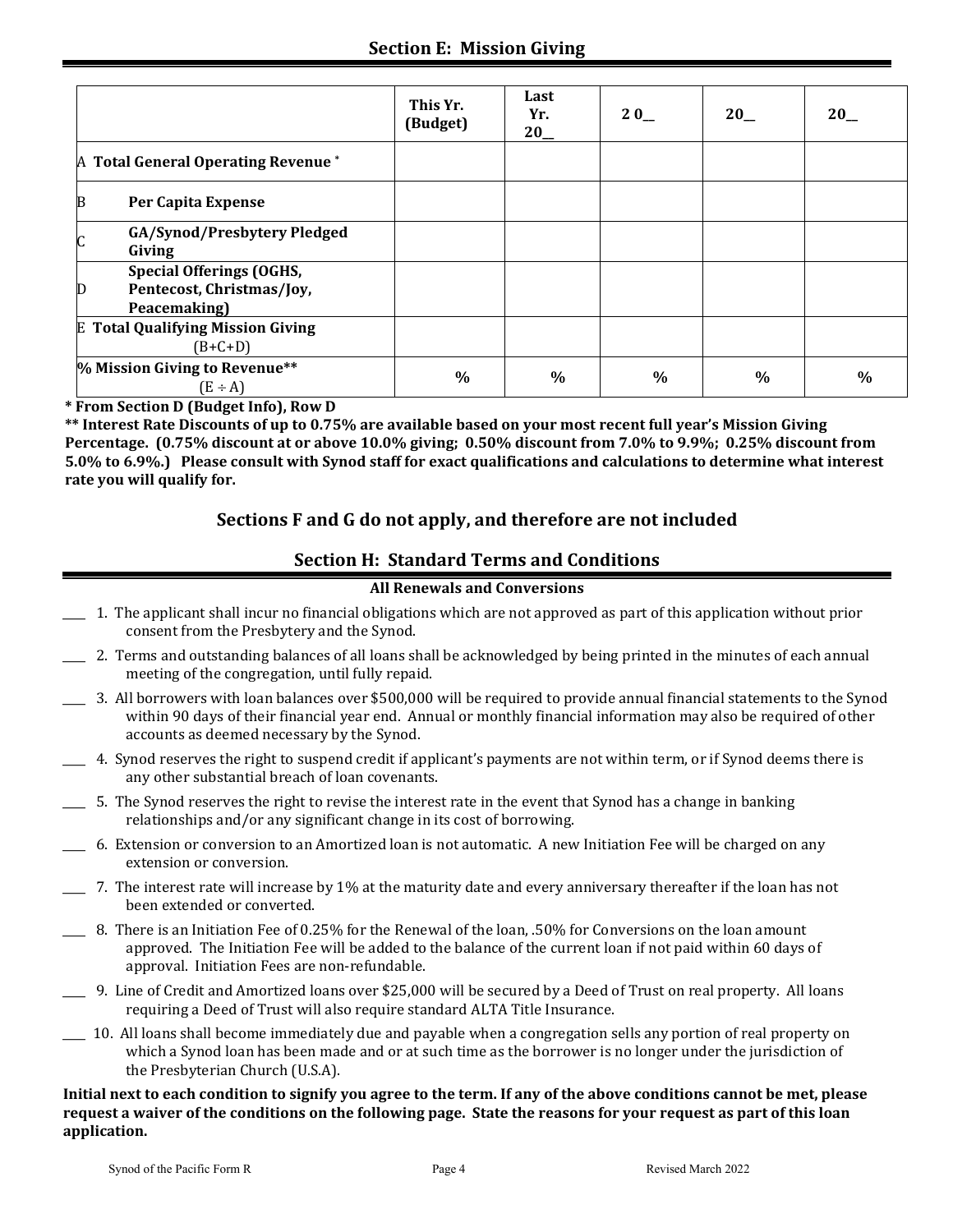## Section E: Mission Giving

| | This Yr. (Budget) | Last Yr. 20__ | 20__ | 20__ | 20__ |
|---|---|---|---|---|---|
| A **Total General Operating Revenue** * | | | | | |
| B **Per Capita Expense** | | | | | |
| C **GA/Synod/Presbytery Pledged Giving** | | | | | |
| D **Special Offerings (OGHS, Pentecost, Christmas/Joy, Peacemaking)** | | | | | |
| E **Total Qualifying Mission Giving** (B+C+D) | | | | | |
| **% Mission Giving to Revenue**** (E ÷ A) | % | % | % | % | % |

**\* From Section D (Budget Info), Row D**

**\*\* Interest Rate Discounts of up to 0.75% are available based on your most recent full year's Mission Giving Percentage. (0.75% discount at or above 10.0% giving; 0.50% discount from 7.0% to 9.9%; 0.25% discount from 5.0% to 6.9%.) Please consult with Synod staff for exact qualifications and calculations to determine what interest rate you will qualify for.**

### Sections F and G do not apply, and therefore are not included

## Section H: Standard Terms and Conditions

**All Renewals and Conversions**

____ 1. The applicant shall incur no financial obligations which are not approved as part of this application without prior consent from the Presbytery and the Synod.

____ 2. Terms and outstanding balances of all loans shall be acknowledged by being printed in the minutes of each annual meeting of the congregation, until fully repaid.

____ 3. All borrowers with loan balances over $500,000 will be required to provide annual financial statements to the Synod within 90 days of their financial year end. Annual or monthly financial information may also be required of other accounts as deemed necessary by the Synod.

____ 4. Synod reserves the right to suspend credit if applicant's payments are not within term, or if Synod deems there is any other substantial breach of loan covenants.

____ 5. The Synod reserves the right to revise the interest rate in the event that Synod has a change in banking relationships and/or any significant change in its cost of borrowing.

____ 6. Extension or conversion to an Amortized loan is not automatic. A new Initiation Fee will be charged on any extension or conversion.

____ 7. The interest rate will increase by 1% at the maturity date and every anniversary thereafter if the loan has not been extended or converted.

____ 8. There is an Initiation Fee of 0.25% for the Renewal of the loan, .50% for Conversions on the loan amount approved. The Initiation Fee will be added to the balance of the current loan if not paid within 60 days of approval. Initiation Fees are non-refundable.

____ 9. Line of Credit and Amortized loans over $25,000 will be secured by a Deed of Trust on real property. All loans requiring a Deed of Trust will also require standard ALTA Title Insurance.

____ 10. All loans shall become immediately due and payable when a congregation sells any portion of real property on which a Synod loan has been made and or at such time as the borrower is no longer under the jurisdiction of the Presbyterian Church (U.S.A).

**Initial next to each condition to signify you agree to the term. If any of the above conditions cannot be met, please request a waiver of the conditions on the following page. State the reasons for your request as part of this loan application.**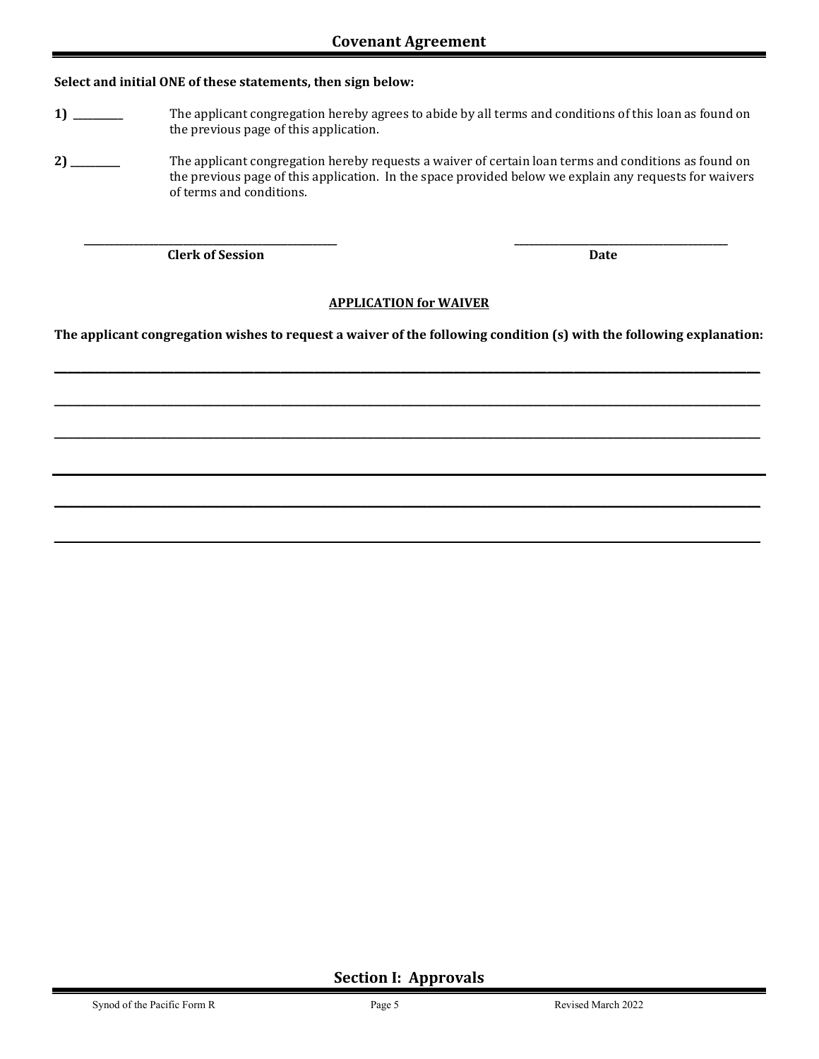## Covenant Agreement

**Select and initial ONE of these statements, then sign below:**

**1)** __________ The applicant congregation hereby agrees to abide by all terms and conditions of this loan as found on the previous page of this application.

**2)** __________ The applicant congregation hereby requests a waiver of certain loan terms and conditions as found on the previous page of this application. In the space provided below we explain any requests for waivers of terms and conditions.

_______________________________ &nbsp;&nbsp;&nbsp;&nbsp;&nbsp;&nbsp;&nbsp;&nbsp; _______________________________

**Clerk of Session** &nbsp;&nbsp;&nbsp;&nbsp;&nbsp;&nbsp;&nbsp;&nbsp; **Date**

**APPLICATION for WAIVER**

**The applicant congregation wishes to request a waiver of the following condition (s) with the following explanation:**

______________________________________________________________________________

______________________________________________________________________________

______________________________________________________________________________

______________________________________________________________________________

______________________________________________________________________________

______________________________________________________________________________

## Section I: Approvals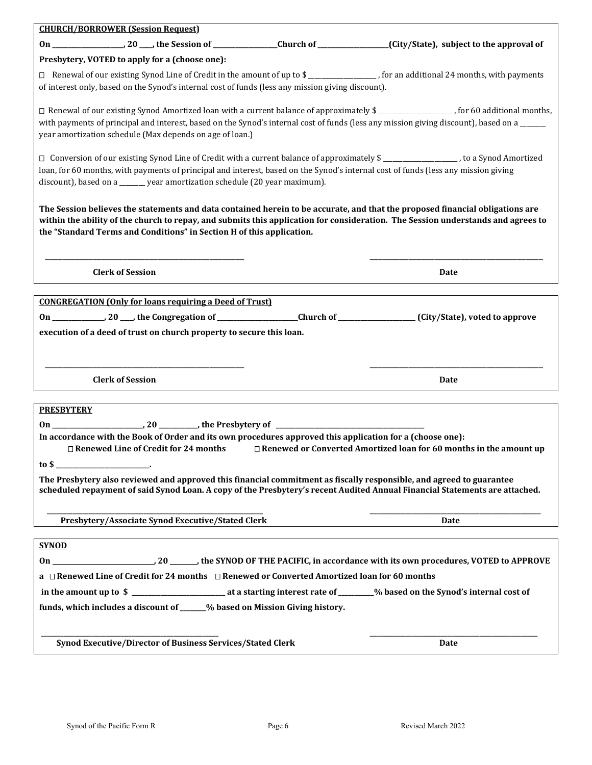**CHURCH/BORROWER (Session Request)**

**On _____________________, 20 ____, the Session of ___________________Church of _____________________(City/State), subject to the approval of Presbytery, VOTED to apply for a (choose one):**

☐ Renewal of our existing Synod Line of Credit in the amount of up to $ _____________________ , for an additional 24 months, with payments of interest only, based on the Synod's internal cost of funds (less any mission giving discount).

☐ Renewal of our existing Synod Amortized loan with a current balance of approximately $ _______________________ , for 60 additional months, with payments of principal and interest, based on the Synod's internal cost of funds (less any mission giving discount), based on a ________ year amortization schedule (Max depends on age of loan.)

☐ Conversion of our existing Synod Line of Credit with a current balance of approximately $ _______________________ , to a Synod Amortized loan, for 60 months, with payments of principal and interest, based on the Synod's internal cost of funds (less any mission giving discount), based on a ________ year amortization schedule (20 year maximum).

**The Session believes the statements and data contained herein to be accurate, and that the proposed financial obligations are within the ability of the church to repay, and submits this application for consideration. The Session understands and agrees to the "Standard Terms and Conditions" in Section H of this application.**

_____________________________________________ _____________________________________________

**Clerk of Session** **Date**

**CONGREGATION (Only for loans requiring a Deed of Trust)**

**On _______________, 20 ____, the Congregation of ________________________Church of _______________________ (City/State), voted to approve execution of a deed of trust on church property to secure this loan.**

_____________________________________________ _____________________________________________

**Clerk of Session** **Date**

**PRESBYTERY**

**On ___________________________, 20 ___________, the Presbytery of _____________________________________________**

**In accordance with the Book of Order and its own procedures approved this application for a (choose one):**

**☐ Renewed Line of Credit for 24 months** **☐ Renewed or Converted Amortized loan for 60 months in the amount up to $ ___________________________.**

**The Presbytery also reviewed and approved this financial commitment as fiscally responsible, and agreed to guarantee scheduled repayment of said Synod Loan. A copy of the Presbytery's recent Audited Annual Financial Statements are attached.**

_____________________________________________ _____________________________________________

**Presbytery/Associate Synod Executive/Stated Clerk** **Date**

**SYNOD**

**On ______________________________, 20 ________, the SYNOD OF THE PACIFIC, in accordance with its own procedures, VOTED to APPROVE a ☐ Renewed Line of Credit for 24 months ☐ Renewed or Converted Amortized loan for 60 months in the amount up to $ ____________________________ at a starting interest rate of __________% based on the Synod's internal cost of funds, which includes a discount of ________% based on Mission Giving history.**

_____________________________________________ _____________________________________________

**Synod Executive/Director of Business Services/Stated Clerk** **Date**

Synod of the Pacific Form R Revised March 2022